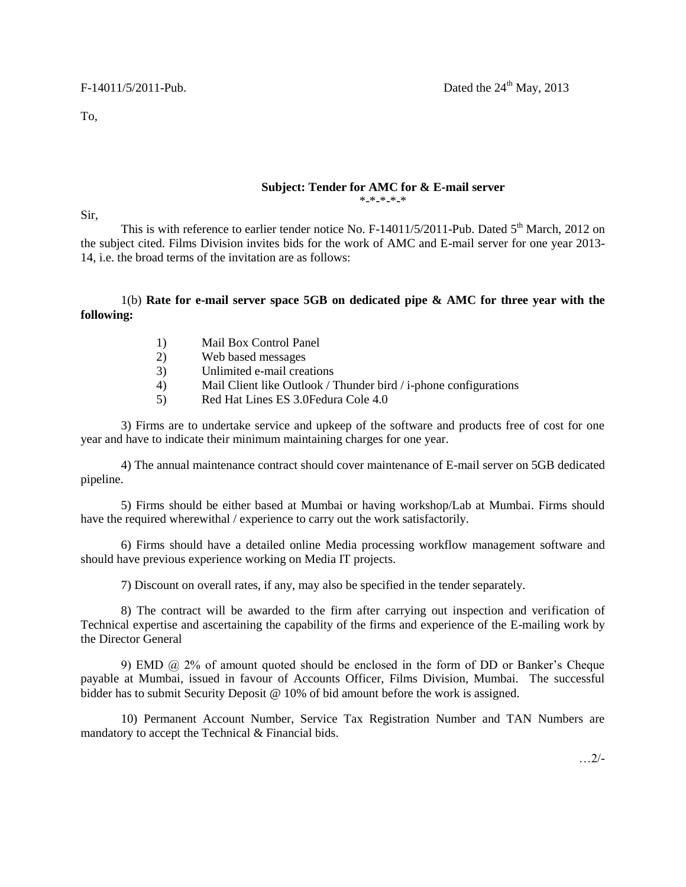F-14011/5/2011-Pub. Dated the 24th May, 2013

To,

**Subject: Tender for AMC for & E-mail server**

*-*-*-*-*

Sir,

This is with reference to earlier tender notice No. F-14011/5/2011-Pub. Dated 5th March, 2012 on the subject cited. Films Division invites bids for the work of AMC and E-mail server for one year 2013-14, i.e. the broad terms of the invitation are as follows:

1(b) **Rate for e-mail server space 5GB on dedicated pipe & AMC for three year with the following:**

1) Mail Box Control Panel
2) Web based messages
3) Unlimited e-mail creations
4) Mail Client like Outlook / Thunder bird / i-phone configurations
5) Red Hat Lines ES 3.0Fedura Cole 4.0

3) Firms are to undertake service and upkeep of the software and products free of cost for one year and have to indicate their minimum maintaining charges for one year.

4) The annual maintenance contract should cover maintenance of E-mail server on 5GB dedicated pipeline.

5) Firms should be either based at Mumbai or having workshop/Lab at Mumbai. Firms should have the required wherewithal / experience to carry out the work satisfactorily.

6) Firms should have a detailed online Media processing workflow management software and should have previous experience working on Media IT projects.

7) Discount on overall rates, if any, may also be specified in the tender separately.

8) The contract will be awarded to the firm after carrying out inspection and verification of Technical expertise and ascertaining the capability of the firms and experience of the E-mailing work by the Director General

9) EMD @ 2% of amount quoted should be enclosed in the form of DD or Banker's Cheque payable at Mumbai, issued in favour of Accounts Officer, Films Division, Mumbai. The successful bidder has to submit Security Deposit @ 10% of bid amount before the work is assigned.

10) Permanent Account Number, Service Tax Registration Number and TAN Numbers are mandatory to accept the Technical & Financial bids.

…2/-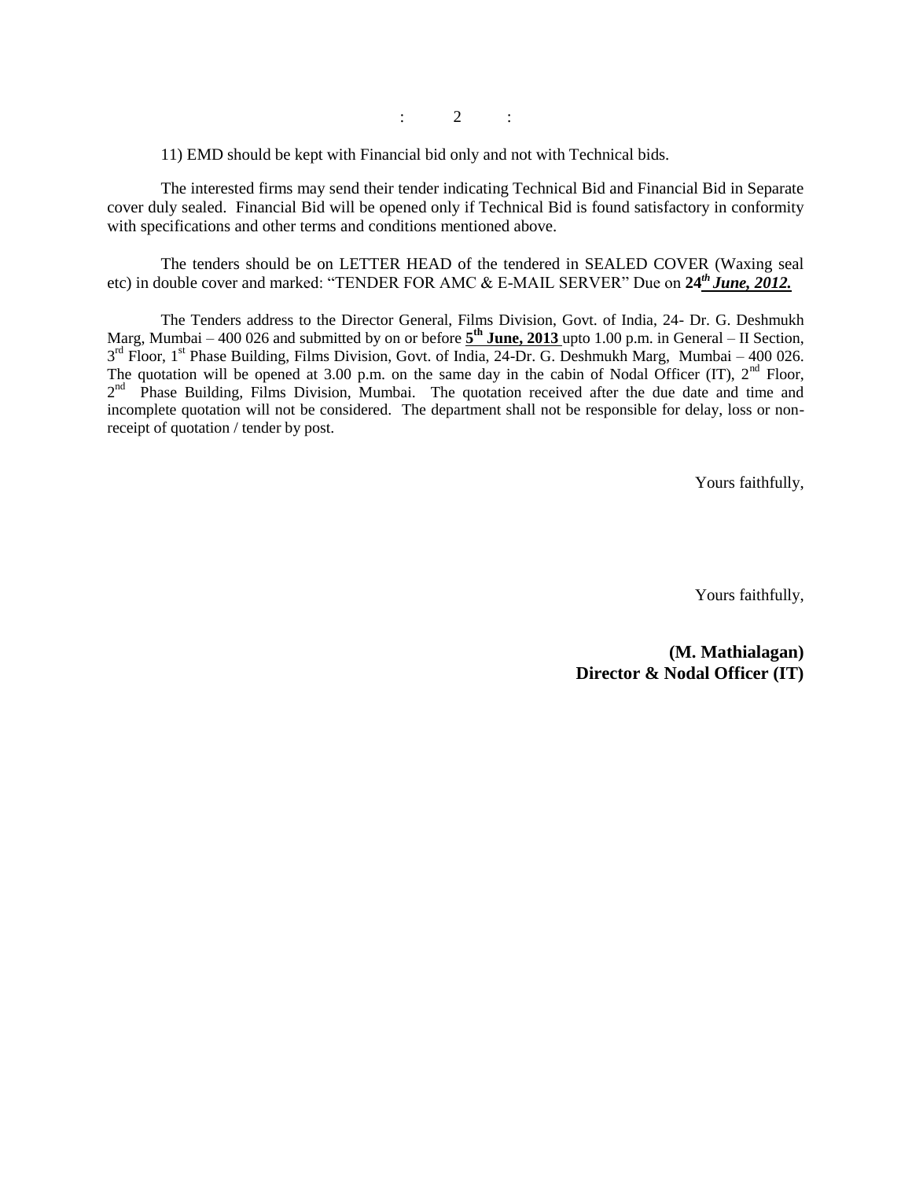11) EMD should be kept with Financial bid only and not with Technical bids.

The interested firms may send their tender indicating Technical Bid and Financial Bid in Separate cover duly sealed. Financial Bid will be opened only if Technical Bid is found satisfactory in conformity with specifications and other terms and conditions mentioned above.

The tenders should be on LETTER HEAD of the tendered in SEALED COVER (Waxing seal etc) in double cover and marked: "TENDER FOR AMC & E-MAIL SERVER" Due on **24th *June, 2012.***

The Tenders address to the Director General, Films Division, Govt. of India, 24- Dr. G. Deshmukh Marg, Mumbai – 400 026 and submitted by on or before **5th June, 2013** upto 1.00 p.m. in General – II Section, 3rd Floor, 1st Phase Building, Films Division, Govt. of India, 24-Dr. G. Deshmukh Marg, Mumbai – 400 026. The quotation will be opened at 3.00 p.m. on the same day in the cabin of Nodal Officer (IT), 2nd Floor, 2nd Phase Building, Films Division, Mumbai. The quotation received after the due date and time and incomplete quotation will not be considered. The department shall not be responsible for delay, loss or non-receipt of quotation / tender by post.

Yours faithfully,

Yours faithfully,

**(M. Mathialagan)**
**Director & Nodal Officer (IT)**